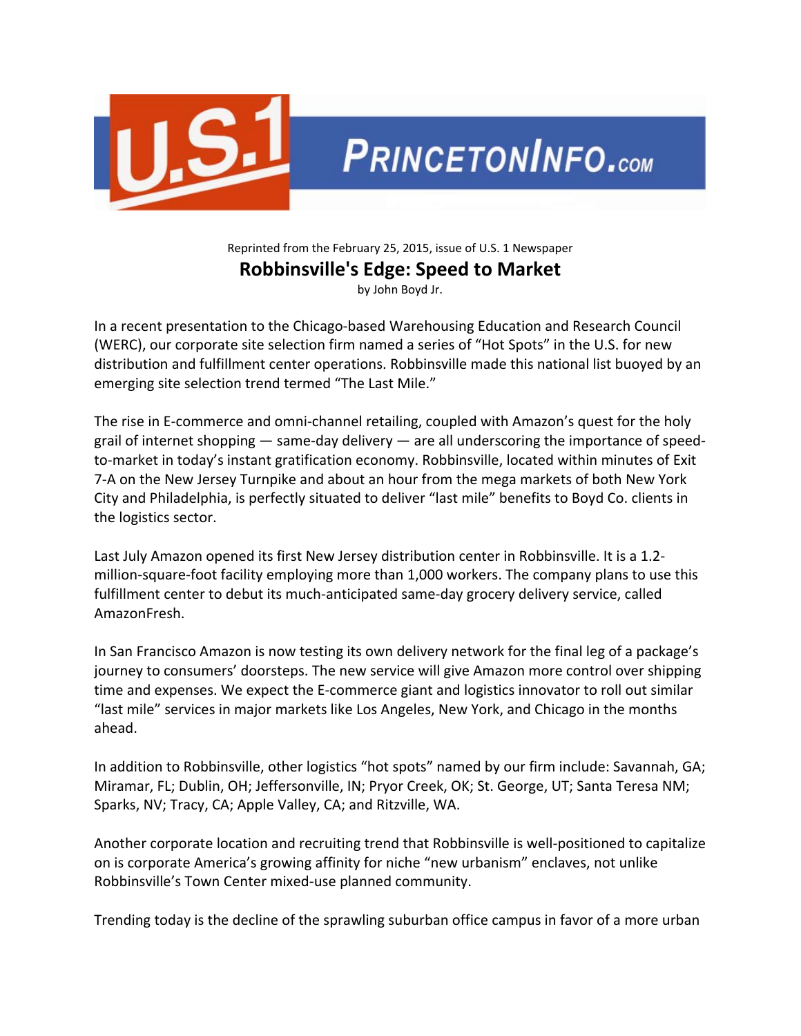Reprinted from the February 25, 2015, issue of U.S. 1 Newspaper

# Robbinsville's Edge: Speed to Market

by John Boyd Jr.

In a recent presentation to the Chicago-based Warehousing Education and Research Council (WERC), our corporate site selection firm named a series of "Hot Spots" in the U.S. for new distribution and fulfillment center operations. Robbinsville made this national list buoyed by an emerging site selection trend termed "The Last Mile."

The rise in E-commerce and omni-channel retailing, coupled with Amazon's quest for the holy grail of internet shopping — same-day delivery — are all underscoring the importance of speed-to-market in today's instant gratification economy. Robbinsville, located within minutes of Exit 7-A on the New Jersey Turnpike and about an hour from the mega markets of both New York City and Philadelphia, is perfectly situated to deliver "last mile" benefits to Boyd Co. clients in the logistics sector.

Last July Amazon opened its first New Jersey distribution center in Robbinsville. It is a 1.2-million-square-foot facility employing more than 1,000 workers. The company plans to use this fulfillment center to debut its much-anticipated same-day grocery delivery service, called AmazonFresh.

In San Francisco Amazon is now testing its own delivery network for the final leg of a package's journey to consumers' doorsteps. The new service will give Amazon more control over shipping time and expenses. We expect the E-commerce giant and logistics innovator to roll out similar "last mile" services in major markets like Los Angeles, New York, and Chicago in the months ahead.

In addition to Robbinsville, other logistics "hot spots" named by our firm include: Savannah, GA; Miramar, FL; Dublin, OH; Jeffersonville, IN; Pryor Creek, OK; St. George, UT; Santa Teresa NM; Sparks, NV; Tracy, CA; Apple Valley, CA; and Ritzville, WA.

Another corporate location and recruiting trend that Robbinsville is well-positioned to capitalize on is corporate America's growing affinity for niche "new urbanism" enclaves, not unlike Robbinsville's Town Center mixed-use planned community.

Trending today is the decline of the sprawling suburban office campus in favor of a more urban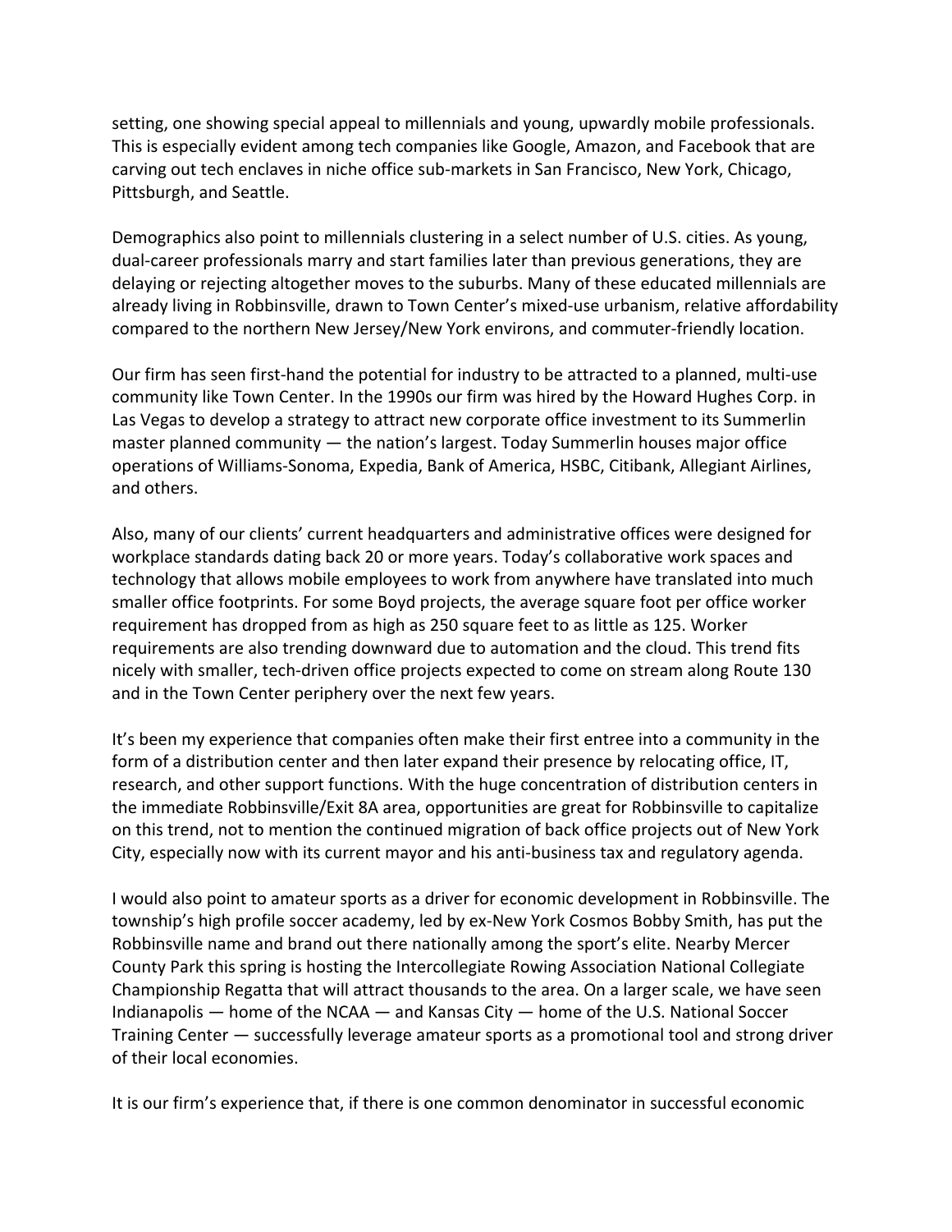setting, one showing special appeal to millennials and young, upwardly mobile professionals. This is especially evident among tech companies like Google, Amazon, and Facebook that are carving out tech enclaves in niche office sub-markets in San Francisco, New York, Chicago, Pittsburgh, and Seattle.

Demographics also point to millennials clustering in a select number of U.S. cities. As young, dual-career professionals marry and start families later than previous generations, they are delaying or rejecting altogether moves to the suburbs. Many of these educated millennials are already living in Robbinsville, drawn to Town Center's mixed-use urbanism, relative affordability compared to the northern New Jersey/New York environs, and commuter-friendly location.

Our firm has seen first-hand the potential for industry to be attracted to a planned, multi-use community like Town Center. In the 1990s our firm was hired by the Howard Hughes Corp. in Las Vegas to develop a strategy to attract new corporate office investment to its Summerlin master planned community — the nation's largest. Today Summerlin houses major office operations of Williams-Sonoma, Expedia, Bank of America, HSBC, Citibank, Allegiant Airlines, and others.

Also, many of our clients' current headquarters and administrative offices were designed for workplace standards dating back 20 or more years. Today's collaborative work spaces and technology that allows mobile employees to work from anywhere have translated into much smaller office footprints. For some Boyd projects, the average square foot per office worker requirement has dropped from as high as 250 square feet to as little as 125. Worker requirements are also trending downward due to automation and the cloud. This trend fits nicely with smaller, tech-driven office projects expected to come on stream along Route 130 and in the Town Center periphery over the next few years.

It's been my experience that companies often make their first entree into a community in the form of a distribution center and then later expand their presence by relocating office, IT, research, and other support functions. With the huge concentration of distribution centers in the immediate Robbinsville/Exit 8A area, opportunities are great for Robbinsville to capitalize on this trend, not to mention the continued migration of back office projects out of New York City, especially now with its current mayor and his anti-business tax and regulatory agenda.

I would also point to amateur sports as a driver for economic development in Robbinsville. The township's high profile soccer academy, led by ex-New York Cosmos Bobby Smith, has put the Robbinsville name and brand out there nationally among the sport's elite. Nearby Mercer County Park this spring is hosting the Intercollegiate Rowing Association National Collegiate Championship Regatta that will attract thousands to the area. On a larger scale, we have seen Indianapolis — home of the NCAA — and Kansas City — home of the U.S. National Soccer Training Center — successfully leverage amateur sports as a promotional tool and strong driver of their local economies.

It is our firm's experience that, if there is one common denominator in successful economic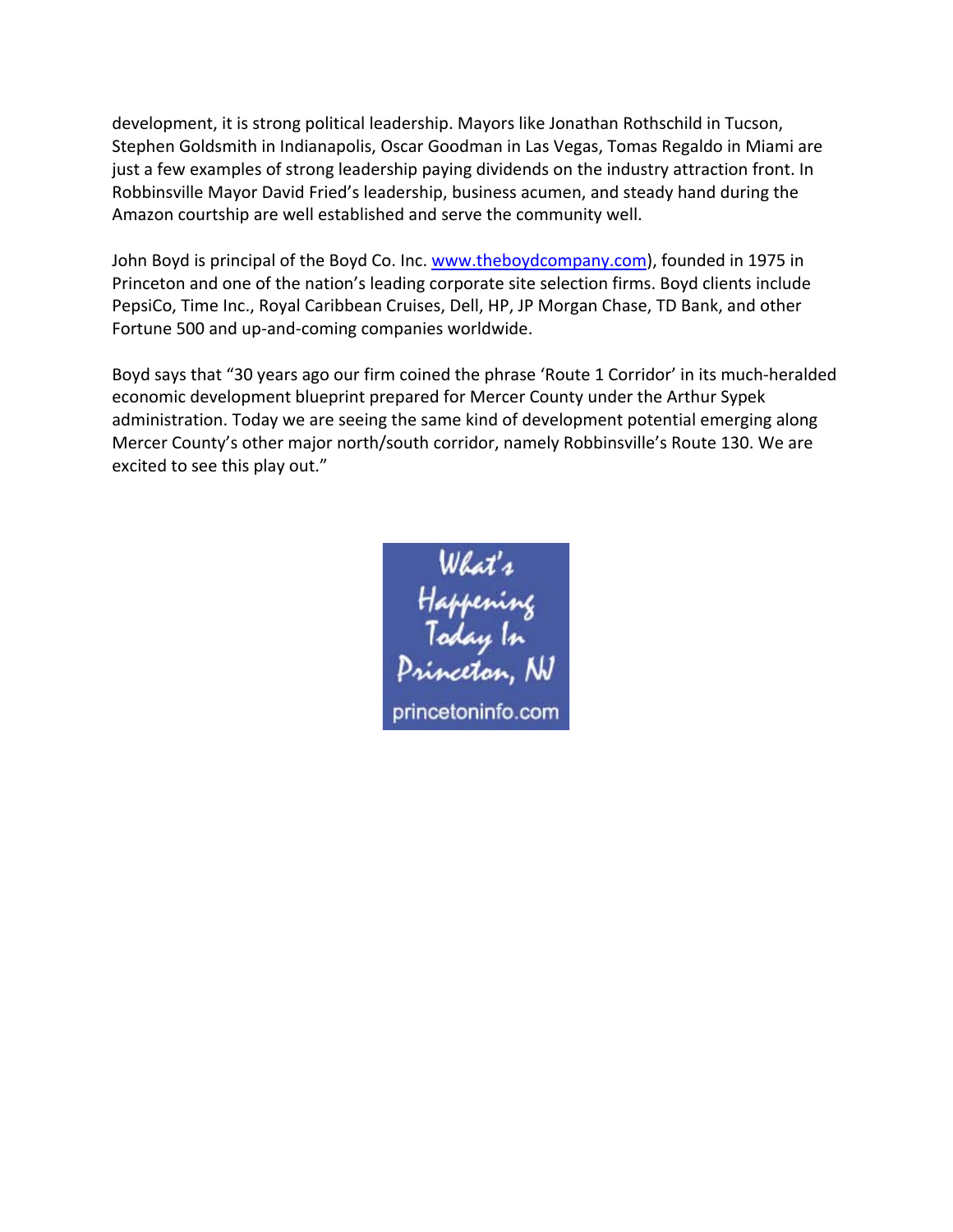development, it is strong political leadership. Mayors like Jonathan Rothschild in Tucson, Stephen Goldsmith in Indianapolis, Oscar Goodman in Las Vegas, Tomas Regaldo in Miami are just a few examples of strong leadership paying dividends on the industry attraction front. In Robbinsville Mayor David Fried's leadership, business acumen, and steady hand during the Amazon courtship are well established and serve the community well.

John Boyd is principal of the Boyd Co. Inc. www.theboydcompany.com), founded in 1975 in Princeton and one of the nation's leading corporate site selection firms. Boyd clients include PepsiCo, Time Inc., Royal Caribbean Cruises, Dell, HP, JP Morgan Chase, TD Bank, and other Fortune 500 and up-and-coming companies worldwide.

Boyd says that "30 years ago our firm coined the phrase 'Route 1 Corridor' in its much-heralded economic development blueprint prepared for Mercer County under the Arthur Sypek administration. Today we are seeing the same kind of development potential emerging along Mercer County's other major north/south corridor, namely Robbinsville's Route 130. We are excited to see this play out."

What's Happening Today In Princeton, NJ

princetoninfo.com